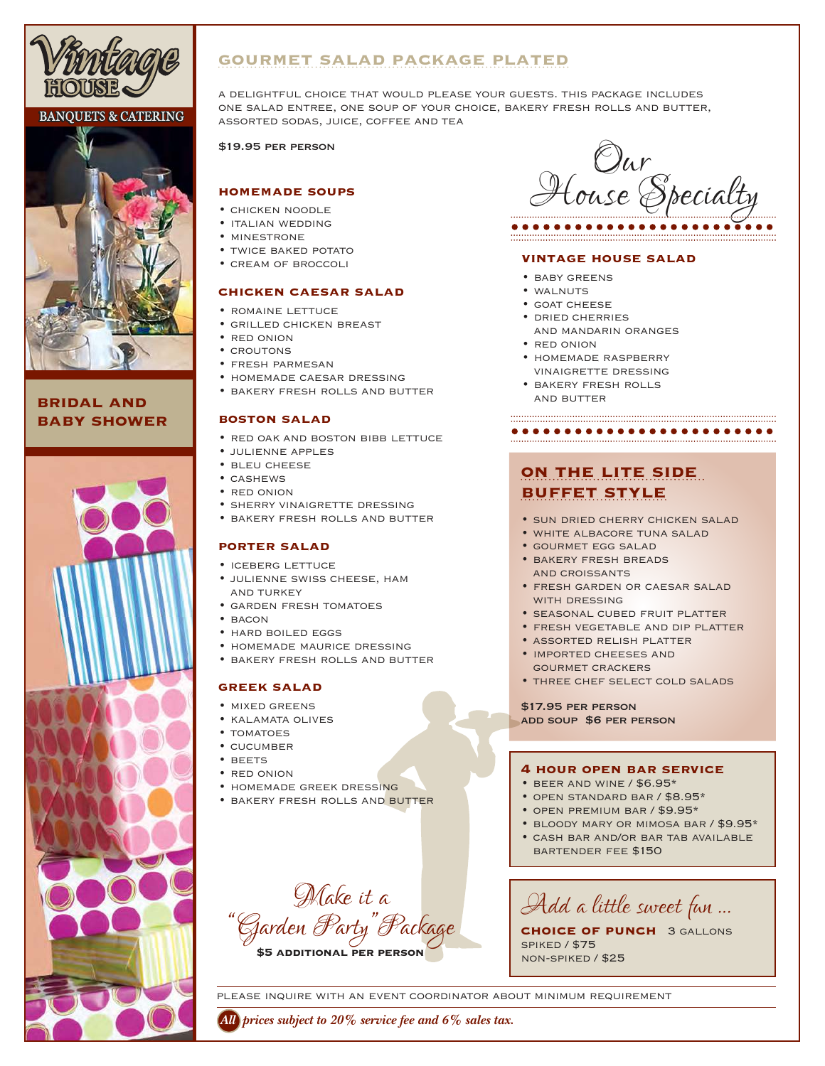# Vintage House

BANQUETS & CATERING

## BRIDAL AND BABY SHOWER

## GOURMET SALAD PACKAGE PLATED

A DELIGHTFUL CHOICE THAT WOULD PLEASE YOUR GUESTS. THIS PACKAGE INCLUDES ONE SALAD ENTREE, ONE SOUP OF YOUR CHOICE, BAKERY FRESH ROLLS AND BUTTER, ASSORTED SODAS, JUICE, COFFEE AND TEA

**$19.95 PER PERSON**

### HOMEMADE SOUPS

- CHICKEN NOODLE
- ITALIAN WEDDING
- MINESTRONE
- TWICE BAKED POTATO
- CREAM OF BROCCOLI

### CHICKEN CAESAR SALAD

- ROMAINE LETTUCE
- GRILLED CHICKEN BREAST
- RED ONION
- CROUTONS
- FRESH PARMESAN
- HOMEMADE CAESAR DRESSING
- BAKERY FRESH ROLLS AND BUTTER

### BOSTON SALAD

- RED OAK AND BOSTON BIBB LETTUCE
- JULIENNE APPLES
- BLEU CHEESE
- CASHEWS
- RED ONION
- SHERRY VINAIGRETTE DRESSING
- BAKERY FRESH ROLLS AND BUTTER

### PORTER SALAD

- ICEBERG LETTUCE
- JULIENNE SWISS CHEESE, HAM AND TURKEY
- GARDEN FRESH TOMATOES
- BACON
- HARD BOILED EGGS
- HOMEMADE MAURICE DRESSING
- BAKERY FRESH ROLLS AND BUTTER

### GREEK SALAD

- MIXED GREENS
- KALAMATA OLIVES
- TOMATOES
- CUCUMBER
- BEETS
- RED ONION
- HOMEMADE GREEK DRESSING
- BAKERY FRESH ROLLS AND BUTTER

*Make it a "Garden Party" Package*

**$5 ADDITIONAL PER PERSON**

## *Our House Specialty*

### VINTAGE HOUSE SALAD

- BABY GREENS
- WALNUTS
- GOAT CHEESE
- DRIED CHERRIES AND MANDARIN ORANGES
- RED ONION
- HOMEMADE RASPBERRY VINAIGRETTE DRESSING
- BAKERY FRESH ROLLS AND BUTTER

## ON THE LITE SIDE BUFFET STYLE

- SUN DRIED CHERRY CHICKEN SALAD
- WHITE ALBACORE TUNA SALAD
- GOURMET EGG SALAD
- BAKERY FRESH BREADS AND CROISSANTS
- FRESH GARDEN OR CAESAR SALAD WITH DRESSING
- SEASONAL CUBED FRUIT PLATTER
- FRESH VEGETABLE AND DIP PLATTER
- ASSORTED RELISH PLATTER
- IMPORTED CHEESES AND GOURMET CRACKERS
- THREE CHEF SELECT COLD SALADS

**$17.95 PER PERSON**
**ADD SOUP $6 PER PERSON**

### 4 HOUR OPEN BAR SERVICE

- BEER AND WINE / $6.95*
- OPEN STANDARD BAR / $8.95*
- OPEN PREMIUM BAR / $9.95*
- BLOODY MARY OR MIMOSA BAR / $9.95*
- CASH BAR AND/OR BAR TAB AVAILABLE BARTENDER FEE $150

*Add a little sweet fun ...*

**CHOICE OF PUNCH** 3 GALLONS
SPIKED / $75
NON-SPIKED / $25

PLEASE INQUIRE WITH AN EVENT COORDINATOR ABOUT MINIMUM REQUIREMENT

***All prices subject to 20% service fee and 6% sales tax.***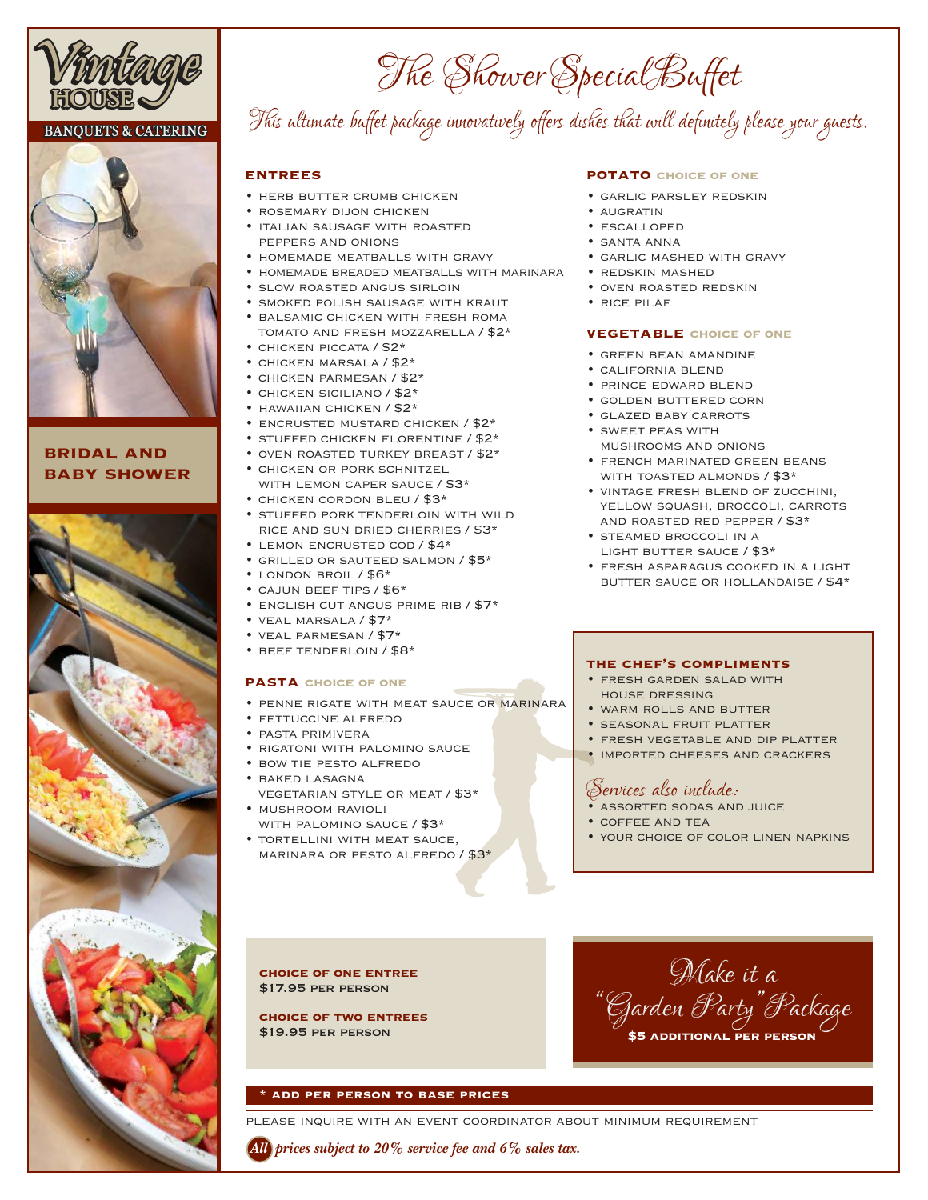Vintage HOUSE

BANQUETS & CATERING

**BRIDAL AND BABY SHOWER**

# The Shower Special Buffet

*This ultimate buffet package innovatively offers dishes that will definitely please your guests.*

### ENTREES

- HERB BUTTER CRUMB CHICKEN
- ROSEMARY DIJON CHICKEN
- ITALIAN SAUSAGE WITH ROASTED PEPPERS AND ONIONS
- HOMEMADE MEATBALLS WITH GRAVY
- HOMEMADE BREADED MEATBALLS WITH MARINARA
- SLOW ROASTED ANGUS SIRLOIN
- SMOKED POLISH SAUSAGE WITH KRAUT
- BALSAMIC CHICKEN WITH FRESH ROMA TOMATO AND FRESH MOZZARELLA / $2*
- CHICKEN PICCATA / $2*
- CHICKEN MARSALA / $2*
- CHICKEN PARMESAN / $2*
- CHICKEN SICILIANO / $2*
- HAWAIIAN CHICKEN / $2*
- ENCRUSTED MUSTARD CHICKEN / $2*
- STUFFED CHICKEN FLORENTINE / $2*
- OVEN ROASTED TURKEY BREAST / $2*
- CHICKEN OR PORK SCHNITZEL WITH LEMON CAPER SAUCE / $3*
- CHICKEN CORDON BLEU / $3*
- STUFFED PORK TENDERLOIN WITH WILD RICE AND SUN DRIED CHERRIES / $3*
- LEMON ENCRUSTED COD / $4*
- GRILLED OR SAUTEED SALMON / $5*
- LONDON BROIL / $6*
- CAJUN BEEF TIPS / $6*
- ENGLISH CUT ANGUS PRIME RIB / $7*
- VEAL MARSALA / $7*
- VEAL PARMESAN / $7*
- BEEF TENDERLOIN / $8*

### PASTA CHOICE OF ONE

- PENNE RIGATE WITH MEAT SAUCE OR MARINARA
- FETTUCCINE ALFREDO
- PASTA PRIMIVERA
- RIGATONI WITH PALOMINO SAUCE
- BOW TIE PESTO ALFREDO
- BAKED LASAGNA VEGETARIAN STYLE OR MEAT / $3*
- MUSHROOM RAVIOLI WITH PALOMINO SAUCE / $3*
- TORTELLINI WITH MEAT SAUCE, MARINARA OR PESTO ALFREDO / $3*

### POTATO CHOICE OF ONE

- GARLIC PARSLEY REDSKIN
- AUGRATIN
- ESCALLOPED
- SANTA ANNA
- GARLIC MASHED WITH GRAVY
- REDSKIN MASHED
- OVEN ROASTED REDSKIN
- RICE PILAF

### VEGETABLE CHOICE OF ONE

- GREEN BEAN AMANDINE
- CALIFORNIA BLEND
- PRINCE EDWARD BLEND
- GOLDEN BUTTERED CORN
- GLAZED BABY CARROTS
- SWEET PEAS WITH MUSHROOMS AND ONIONS
- FRENCH MARINATED GREEN BEANS WITH TOASTED ALMONDS / $3*
- VINTAGE FRESH BLEND OF ZUCCHINI, YELLOW SQUASH, BROCCOLI, CARROTS AND ROASTED RED PEPPER / $3*
- STEAMED BROCCOLI IN A LIGHT BUTTER SAUCE / $3*
- FRESH ASPARAGUS COOKED IN A LIGHT BUTTER SAUCE OR HOLLANDAISE / $4*

### THE CHEF'S COMPLIMENTS

- FRESH GARDEN SALAD WITH HOUSE DRESSING
- WARM ROLLS AND BUTTER
- SEASONAL FRUIT PLATTER
- FRESH VEGETABLE AND DIP PLATTER
- IMPORTED CHEESES AND CRACKERS

### Services also include:

- ASSORTED SODAS AND JUICE
- COFFEE AND TEA
- YOUR CHOICE OF COLOR LINEN NAPKINS

**CHOICE OF ONE ENTREE**
$17.95 PER PERSON

**CHOICE OF TWO ENTREES**
$19.95 PER PERSON

Make it a "Garden Party" Package
**$5 ADDITIONAL PER PERSON**

**\* ADD PER PERSON TO BASE PRICES**

PLEASE INQUIRE WITH AN EVENT COORDINATOR ABOUT MINIMUM REQUIREMENT

***All prices subject to 20% service fee and 6% sales tax.***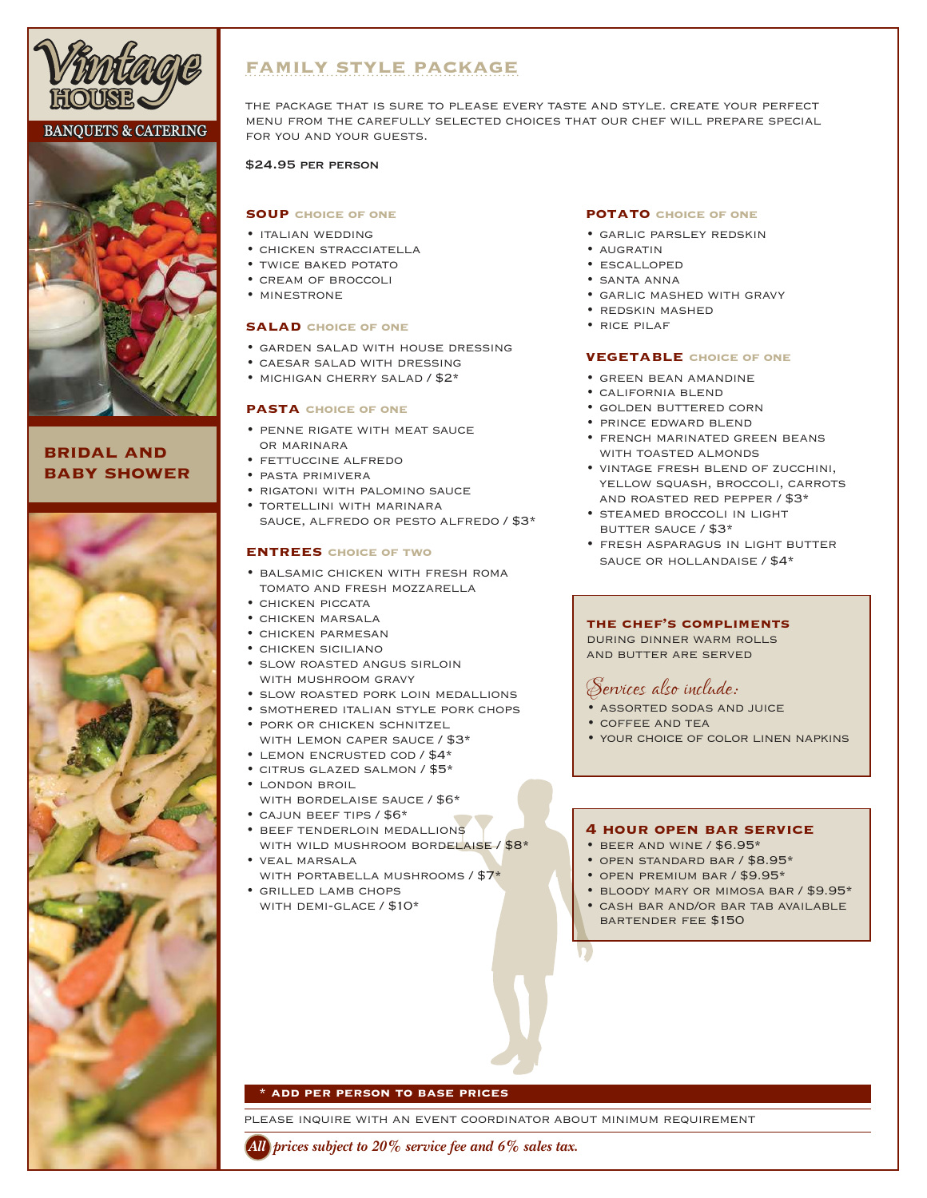Vintage HOUSE

BANQUETS & CATERING

**BRIDAL AND BABY SHOWER**

## FAMILY STYLE PACKAGE

THE PACKAGE THAT IS SURE TO PLEASE EVERY TASTE AND STYLE. CREATE YOUR PERFECT MENU FROM THE CAREFULLY SELECTED CHOICES THAT OUR CHEF WILL PREPARE SPECIAL FOR YOU AND YOUR GUESTS.

**$24.95 PER PERSON**

### SOUP CHOICE OF ONE

- ITALIAN WEDDING
- CHICKEN STRACCIATELLA
- TWICE BAKED POTATO
- CREAM OF BROCCOLI
- MINESTRONE

### SALAD CHOICE OF ONE

- GARDEN SALAD WITH HOUSE DRESSING
- CAESAR SALAD WITH DRESSING
- MICHIGAN CHERRY SALAD / $2*

### PASTA CHOICE OF ONE

- PENNE RIGATE WITH MEAT SAUCE OR MARINARA
- FETTUCCINE ALFREDO
- PASTA PRIMIVERA
- RIGATONI WITH PALOMINO SAUCE
- TORTELLINI WITH MARINARA SAUCE, ALFREDO OR PESTO ALFREDO / $3*

### ENTREES CHOICE OF TWO

- BALSAMIC CHICKEN WITH FRESH ROMA TOMATO AND FRESH MOZZARELLA
- CHICKEN PICCATA
- CHICKEN MARSALA
- CHICKEN PARMESAN
- CHICKEN SICILIANO
- SLOW ROASTED ANGUS SIRLOIN WITH MUSHROOM GRAVY
- SLOW ROASTED PORK LOIN MEDALLIONS
- SMOTHERED ITALIAN STYLE PORK CHOPS
- PORK OR CHICKEN SCHNITZEL WITH LEMON CAPER SAUCE / $3*
- LEMON ENCRUSTED COD / $4*
- CITRUS GLAZED SALMON / $5*
- LONDON BROIL WITH BORDELAISE SAUCE / $6*
- CAJUN BEEF TIPS / $6*
- BEEF TENDERLOIN MEDALLIONS WITH WILD MUSHROOM BORDELAISE / $8*
- VEAL MARSALA WITH PORTABELLA MUSHROOMS / $7*
- GRILLED LAMB CHOPS WITH DEMI-GLACE / $10*

### POTATO CHOICE OF ONE

- GARLIC PARSLEY REDSKIN
- AUGRATIN
- ESCALLOPED
- SANTA ANNA
- GARLIC MASHED WITH GRAVY
- REDSKIN MASHED
- RICE PILAF

### VEGETABLE CHOICE OF ONE

- GREEN BEAN AMANDINE
- CALIFORNIA BLEND
- GOLDEN BUTTERED CORN
- PRINCE EDWARD BLEND
- FRENCH MARINATED GREEN BEANS WITH TOASTED ALMONDS
- VINTAGE FRESH BLEND OF ZUCCHINI, YELLOW SQUASH, BROCCOLI, CARROTS AND ROASTED RED PEPPER / $3*
- STEAMED BROCCOLI IN LIGHT BUTTER SAUCE / $3*
- FRESH ASPARAGUS IN LIGHT BUTTER SAUCE OR HOLLANDAISE / $4*

### THE CHEF'S COMPLIMENTS

DURING DINNER WARM ROLLS AND BUTTER ARE SERVED

*Services also include:*

- ASSORTED SODAS AND JUICE
- COFFEE AND TEA
- YOUR CHOICE OF COLOR LINEN NAPKINS

### 4 HOUR OPEN BAR SERVICE

- BEER AND WINE / $6.95*
- OPEN STANDARD BAR / $8.95*
- OPEN PREMIUM BAR / $9.95*
- BLOODY MARY OR MIMOSA BAR / $9.95*
- CASH BAR AND/OR BAR TAB AVAILABLE BARTENDER FEE $150

**\* ADD PER PERSON TO BASE PRICES**

PLEASE INQUIRE WITH AN EVENT COORDINATOR ABOUT MINIMUM REQUIREMENT

***All prices subject to 20% service fee and 6% sales tax.***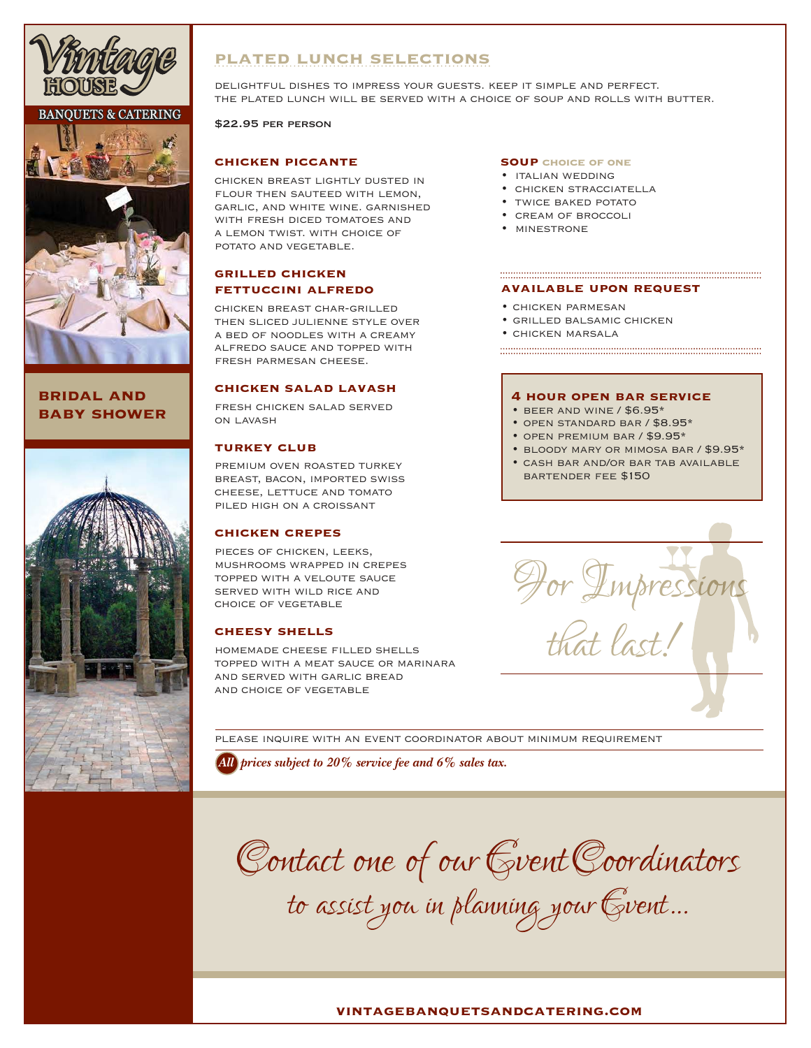Vintage HOUSE

BANQUETS & CATERING

## BRIDAL AND BABY SHOWER

## PLATED LUNCH SELECTIONS

DELIGHTFUL DISHES TO IMPRESS YOUR GUESTS. KEEP IT SIMPLE AND PERFECT. THE PLATED LUNCH WILL BE SERVED WITH A CHOICE OF SOUP AND ROLLS WITH BUTTER.

**$22.95 PER PERSON**

### CHICKEN PICCANTE

CHICKEN BREAST LIGHTLY DUSTED IN FLOUR THEN SAUTEED WITH LEMON, GARLIC, AND WHITE WINE. GARNISHED WITH FRESH DICED TOMATOES AND A LEMON TWIST. WITH CHOICE OF POTATO AND VEGETABLE.

### GRILLED CHICKEN FETTUCCINI ALFREDO

CHICKEN BREAST CHAR-GRILLED THEN SLICED JULIENNE STYLE OVER A BED OF NOODLES WITH A CREAMY ALFREDO SAUCE AND TOPPED WITH FRESH PARMESAN CHEESE.

### CHICKEN SALAD LAVASH

FRESH CHICKEN SALAD SERVED ON LAVASH

### TURKEY CLUB

PREMIUM OVEN ROASTED TURKEY BREAST, BACON, IMPORTED SWISS CHEESE, LETTUCE AND TOMATO PILED HIGH ON A CROISSANT

### CHICKEN CREPES

PIECES OF CHICKEN, LEEKS, MUSHROOMS WRAPPED IN CREPES TOPPED WITH A VELOUTE SAUCE SERVED WITH WILD RICE AND CHOICE OF VEGETABLE

### CHEESY SHELLS

HOMEMADE CHEESE FILLED SHELLS TOPPED WITH A MEAT SAUCE OR MARINARA AND SERVED WITH GARLIC BREAD AND CHOICE OF VEGETABLE

### SOUP CHOICE OF ONE

- ITALIAN WEDDING
- CHICKEN STRACCIATELLA
- TWICE BAKED POTATO
- CREAM OF BROCCOLI
- MINESTRONE

### AVAILABLE UPON REQUEST

- CHICKEN PARMESAN
- GRILLED BALSAMIC CHICKEN
- CHICKEN MARSALA

### 4 HOUR OPEN BAR SERVICE

- BEER AND WINE / $6.95*
- OPEN STANDARD BAR / $8.95*
- OPEN PREMIUM BAR / $9.95*
- BLOODY MARY OR MIMOSA BAR / $9.95*
- CASH BAR AND/OR BAR TAB AVAILABLE BARTENDER FEE $150

*For Impressions that last!*

PLEASE INQUIRE WITH AN EVENT COORDINATOR ABOUT MINIMUM REQUIREMENT

***All** prices subject to 20% service fee and 6% sales tax.*

*Contact one of our Event Coordinators to assist you in planning your Event...*

**VINTAGEBANQUETSANDCATERING.COM**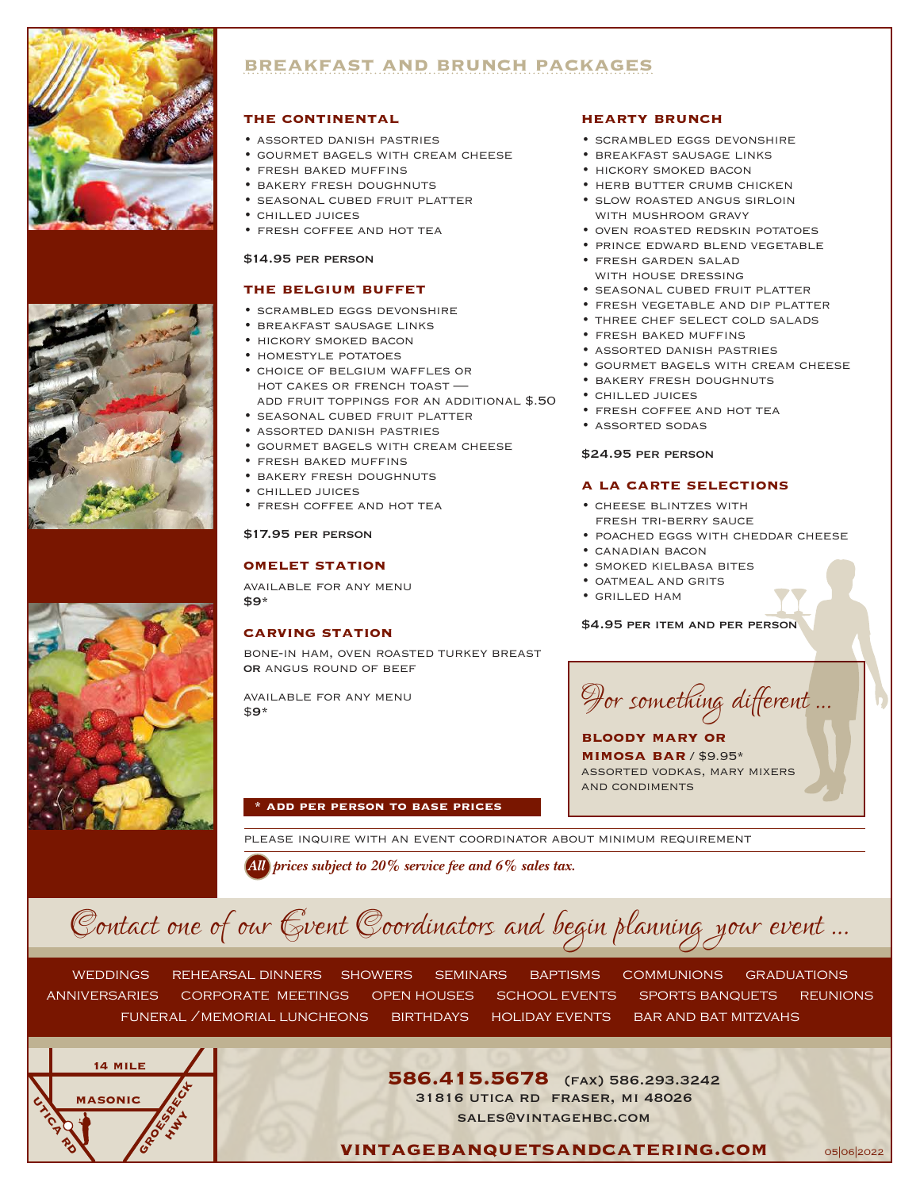# BREAKFAST AND BRUNCH PACKAGES

## THE CONTINENTAL

- ASSORTED DANISH PASTRIES
- GOURMET BAGELS WITH CREAM CHEESE
- FRESH BAKED MUFFINS
- BAKERY FRESH DOUGHNUTS
- SEASONAL CUBED FRUIT PLATTER
- CHILLED JUICES
- FRESH COFFEE AND HOT TEA

$14.95 PER PERSON

## THE BELGIUM BUFFET

- SCRAMBLED EGGS DEVONSHIRE
- BREAKFAST SAUSAGE LINKS
- HICKORY SMOKED BACON
- HOMESTYLE POTATOES
- CHOICE OF BELGIUM WAFFLES OR HOT CAKES OR FRENCH TOAST — ADD FRUIT TOPPINGS FOR AN ADDITIONAL $.50
- SEASONAL CUBED FRUIT PLATTER
- ASSORTED DANISH PASTRIES
- GOURMET BAGELS WITH CREAM CHEESE
- FRESH BAKED MUFFINS
- BAKERY FRESH DOUGHNUTS
- CHILLED JUICES
- FRESH COFFEE AND HOT TEA

$17.95 PER PERSON

## OMELET STATION

AVAILABLE FOR ANY MENU
$9*

## CARVING STATION

BONE-IN HAM, OVEN ROASTED TURKEY BREAST **OR** ANGUS ROUND OF BEEF

AVAILABLE FOR ANY MENU
$9*

## HEARTY BRUNCH

- SCRAMBLED EGGS DEVONSHIRE
- BREAKFAST SAUSAGE LINKS
- HICKORY SMOKED BACON
- HERB BUTTER CRUMB CHICKEN
- SLOW ROASTED ANGUS SIRLOIN WITH MUSHROOM GRAVY
- OVEN ROASTED REDSKIN POTATOES
- PRINCE EDWARD BLEND VEGETABLE
- FRESH GARDEN SALAD WITH HOUSE DRESSING
- SEASONAL CUBED FRUIT PLATTER
- FRESH VEGETABLE AND DIP PLATTER
- THREE CHEF SELECT COLD SALADS
- FRESH BAKED MUFFINS
- ASSORTED DANISH PASTRIES
- GOURMET BAGELS WITH CREAM CHEESE
- BAKERY FRESH DOUGHNUTS
- CHILLED JUICES
- FRESH COFFEE AND HOT TEA
- ASSORTED SODAS

$24.95 PER PERSON

## A LA CARTE SELECTIONS

- CHEESE BLINTZES WITH FRESH TRI-BERRY SAUCE
- POACHED EGGS WITH CHEDDAR CHEESE
- CANADIAN BACON
- SMOKED KIELBASA BITES
- OATMEAL AND GRITS
- GRILLED HAM

$4.95 PER ITEM AND PER PERSON

*For something different ...*

**BLOODY MARY OR MIMOSA BAR** / $9.95*
ASSORTED VODKAS, MARY MIXERS AND CONDIMENTS

**\* ADD PER PERSON TO BASE PRICES**

PLEASE INQUIRE WITH AN EVENT COORDINATOR ABOUT MINIMUM REQUIREMENT

***All prices subject to 20% service fee and 6% sales tax.***

*Contact one of our Event Coordinators and begin planning your event ...*

WEDDINGS REHEARSAL DINNERS SHOWERS SEMINARS BAPTISMS COMMUNIONS GRADUATIONS ANNIVERSARIES CORPORATE MEETINGS OPEN HOUSES SCHOOL EVENTS SPORTS BANQUETS REUNIONS FUNERAL / MEMORIAL LUNCHEONS BIRTHDAYS HOLIDAY EVENTS BAR AND BAT MITZVAHS

14 MILE
MASONIC
UTICA RD
GROESBECK HWY

**586.415.5678** (FAX) 586.293.3242
31816 UTICA RD FRASER, MI 48026
SALES@VINTAGEHBC.COM

**VINTAGEBANQUETSANDCATERING.COM**

05|06|2022